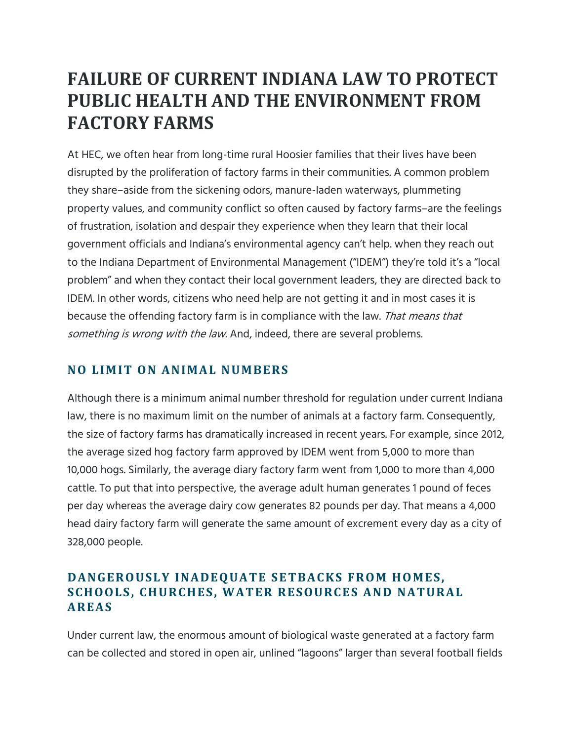# FAILURE OF CURRENT INDIANA LAW TO PROTECT PUBLIC HEALTH AND THE ENVIRONMENT FROM FACTORY FARMS

At HEC, we often hear from long-time rural Hoosier families that their lives have been disrupted by the proliferation of factory farms in their communities. A common problem they share–aside from the sickening odors, manure-laden waterways, plummeting property values, and community conflict so often caused by factory farms–are the feelings of frustration, isolation and despair they experience when they learn that their local government officials and Indiana's environmental agency can't help. when they reach out to the Indiana Department of Environmental Management ("IDEM") they're told it's a "local problem" and when they contact their local government leaders, they are directed back to IDEM. In other words, citizens who need help are not getting it and in most cases it is because the offending factory farm is in compliance with the law. *That means that something is wrong with the law.* And, indeed, there are several problems.

## NO LIMIT ON ANIMAL NUMBERS

Although there is a minimum animal number threshold for regulation under current Indiana law, there is no maximum limit on the number of animals at a factory farm. Consequently, the size of factory farms has dramatically increased in recent years. For example, since 2012, the average sized hog factory farm approved by IDEM went from 5,000 to more than 10,000 hogs. Similarly, the average diary factory farm went from 1,000 to more than 4,000 cattle. To put that into perspective, the average adult human generates 1 pound of feces per day whereas the average dairy cow generates 82 pounds per day. That means a 4,000 head dairy factory farm will generate the same amount of excrement every day as a city of 328,000 people.

## DANGEROUSLY INADEQUATE SETBACKS FROM HOMES, SCHOOLS, CHURCHES, WATER RESOURCES AND NATURAL AREAS

Under current law, the enormous amount of biological waste generated at a factory farm can be collected and stored in open air, unlined "lagoons" larger than several football fields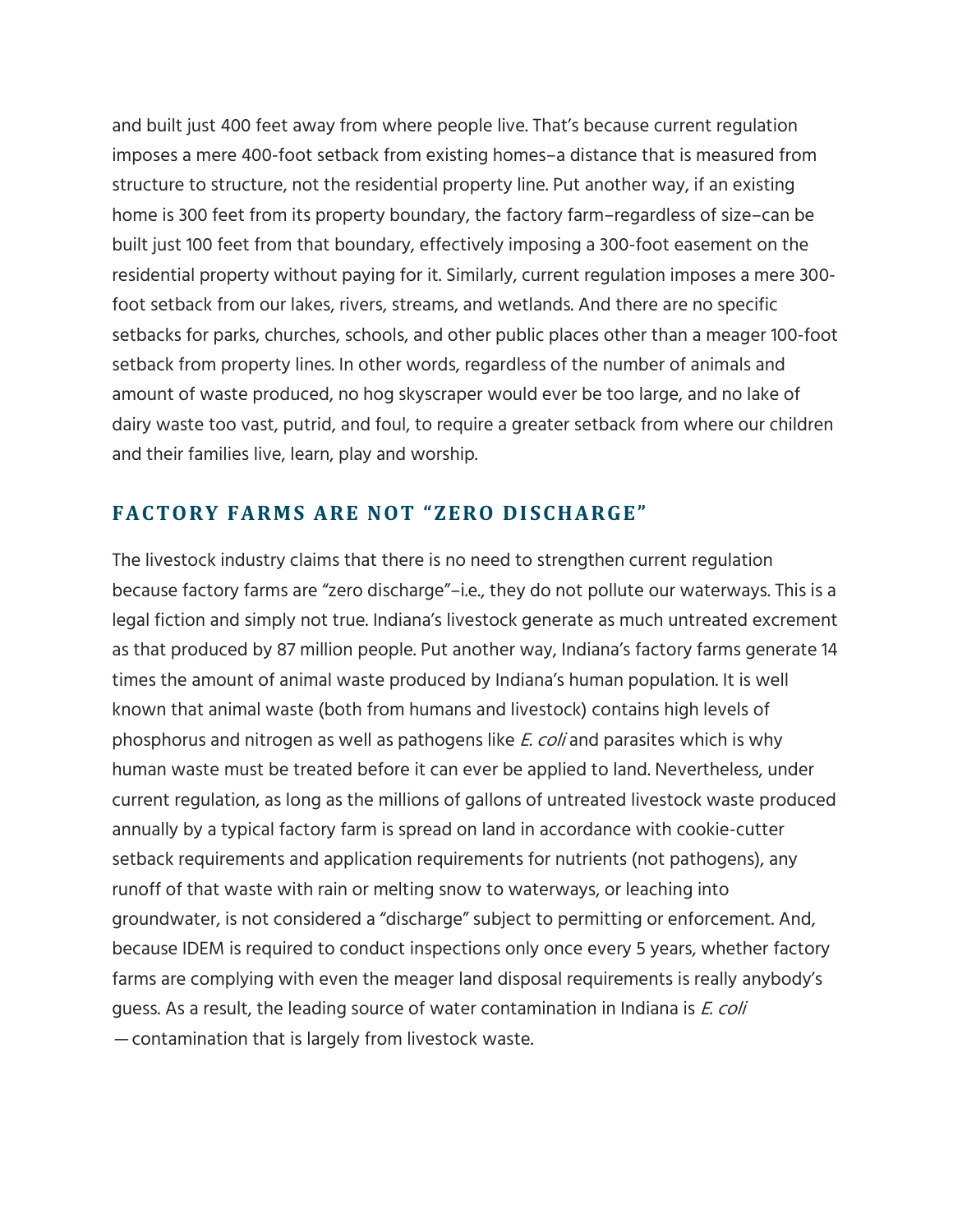and built just 400 feet away from where people live. That's because current regulation imposes a mere 400-foot setback from existing homes–a distance that is measured from structure to structure, not the residential property line. Put another way, if an existing home is 300 feet from its property boundary, the factory farm–regardless of size–can be built just 100 feet from that boundary, effectively imposing a 300-foot easement on the residential property without paying for it. Similarly, current regulation imposes a mere 300-foot setback from our lakes, rivers, streams, and wetlands. And there are no specific setbacks for parks, churches, schools, and other public places other than a meager 100-foot setback from property lines. In other words, regardless of the number of animals and amount of waste produced, no hog skyscraper would ever be too large, and no lake of dairy waste too vast, putrid, and foul, to require a greater setback from where our children and their families live, learn, play and worship.

## FACTORY FARMS ARE NOT "ZERO DISCHARGE"

The livestock industry claims that there is no need to strengthen current regulation because factory farms are "zero discharge"–i.e., they do not pollute our waterways. This is a legal fiction and simply not true. Indiana's livestock generate as much untreated excrement as that produced by 87 million people. Put another way, Indiana's factory farms generate 14 times the amount of animal waste produced by Indiana's human population. It is well known that animal waste (both from humans and livestock) contains high levels of phosphorus and nitrogen as well as pathogens like *E. coli* and parasites which is why human waste must be treated before it can ever be applied to land. Nevertheless, under current regulation, as long as the millions of gallons of untreated livestock waste produced annually by a typical factory farm is spread on land in accordance with cookie-cutter setback requirements and application requirements for nutrients (not pathogens), any runoff of that waste with rain or melting snow to waterways, or leaching into groundwater, is not considered a "discharge" subject to permitting or enforcement. And, because IDEM is required to conduct inspections only once every 5 years, whether factory farms are complying with even the meager land disposal requirements is really anybody's guess. As a result, the leading source of water contamination in Indiana is *E. coli* — contamination that is largely from livestock waste.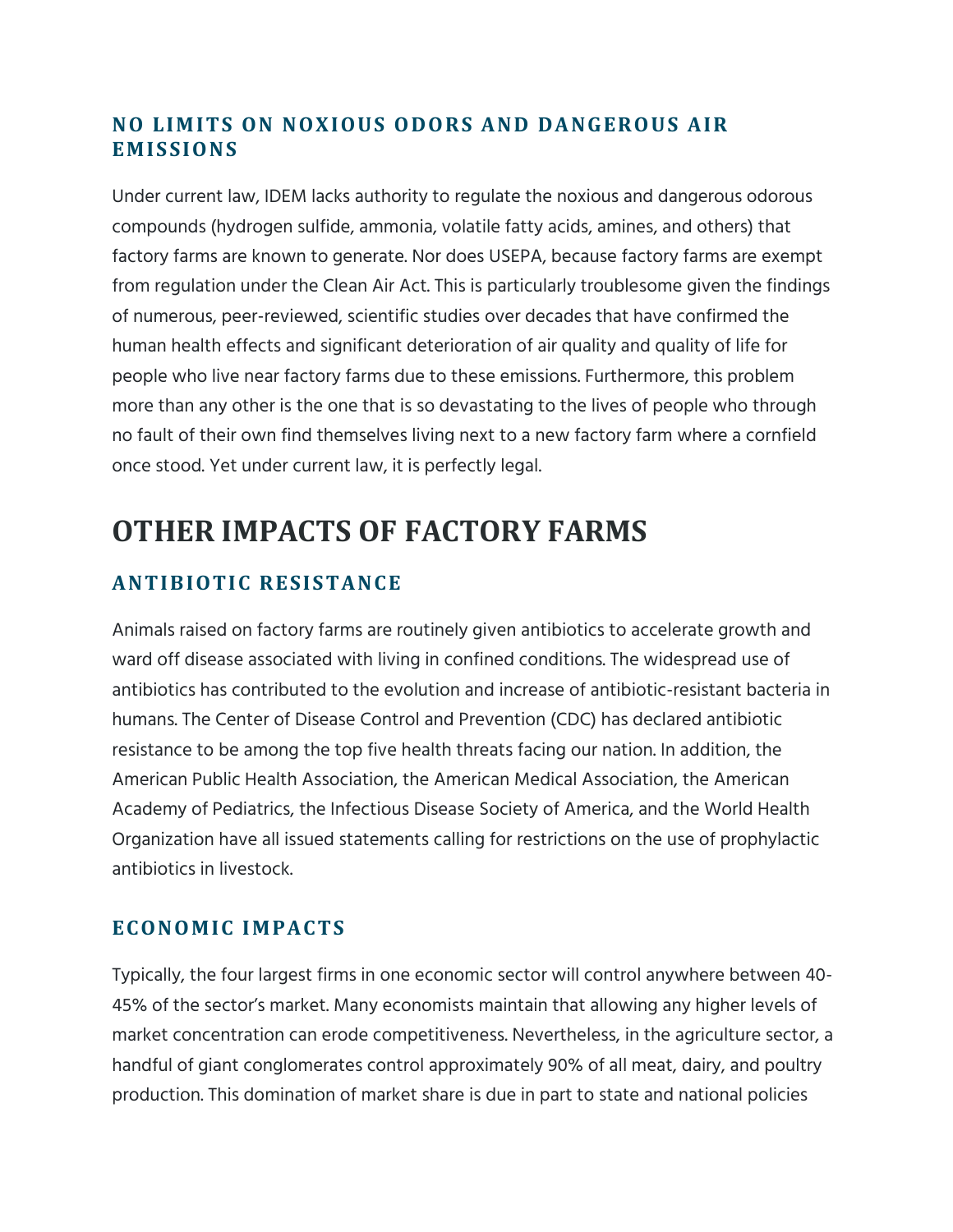### NO LIMITS ON NOXIOUS ODORS AND DANGEROUS AIR EMISSIONS

Under current law, IDEM lacks authority to regulate the noxious and dangerous odorous compounds (hydrogen sulfide, ammonia, volatile fatty acids, amines, and others) that factory farms are known to generate. Nor does USEPA, because factory farms are exempt from regulation under the Clean Air Act. This is particularly troublesome given the findings of numerous, peer-reviewed, scientific studies over decades that have confirmed the human health effects and significant deterioration of air quality and quality of life for people who live near factory farms due to these emissions. Furthermore, this problem more than any other is the one that is so devastating to the lives of people who through no fault of their own find themselves living next to a new factory farm where a cornfield once stood. Yet under current law, it is perfectly legal.

## OTHER IMPACTS OF FACTORY FARMS

### ANTIBIOTIC RESISTANCE

Animals raised on factory farms are routinely given antibiotics to accelerate growth and ward off disease associated with living in confined conditions. The widespread use of antibiotics has contributed to the evolution and increase of antibiotic-resistant bacteria in humans. The Center of Disease Control and Prevention (CDC) has declared antibiotic resistance to be among the top five health threats facing our nation. In addition, the American Public Health Association, the American Medical Association, the American Academy of Pediatrics, the Infectious Disease Society of America, and the World Health Organization have all issued statements calling for restrictions on the use of prophylactic antibiotics in livestock.

### ECONOMIC IMPACTS

Typically, the four largest firms in one economic sector will control anywhere between 40-45% of the sector's market. Many economists maintain that allowing any higher levels of market concentration can erode competitiveness. Nevertheless, in the agriculture sector, a handful of giant conglomerates control approximately 90% of all meat, dairy, and poultry production. This domination of market share is due in part to state and national policies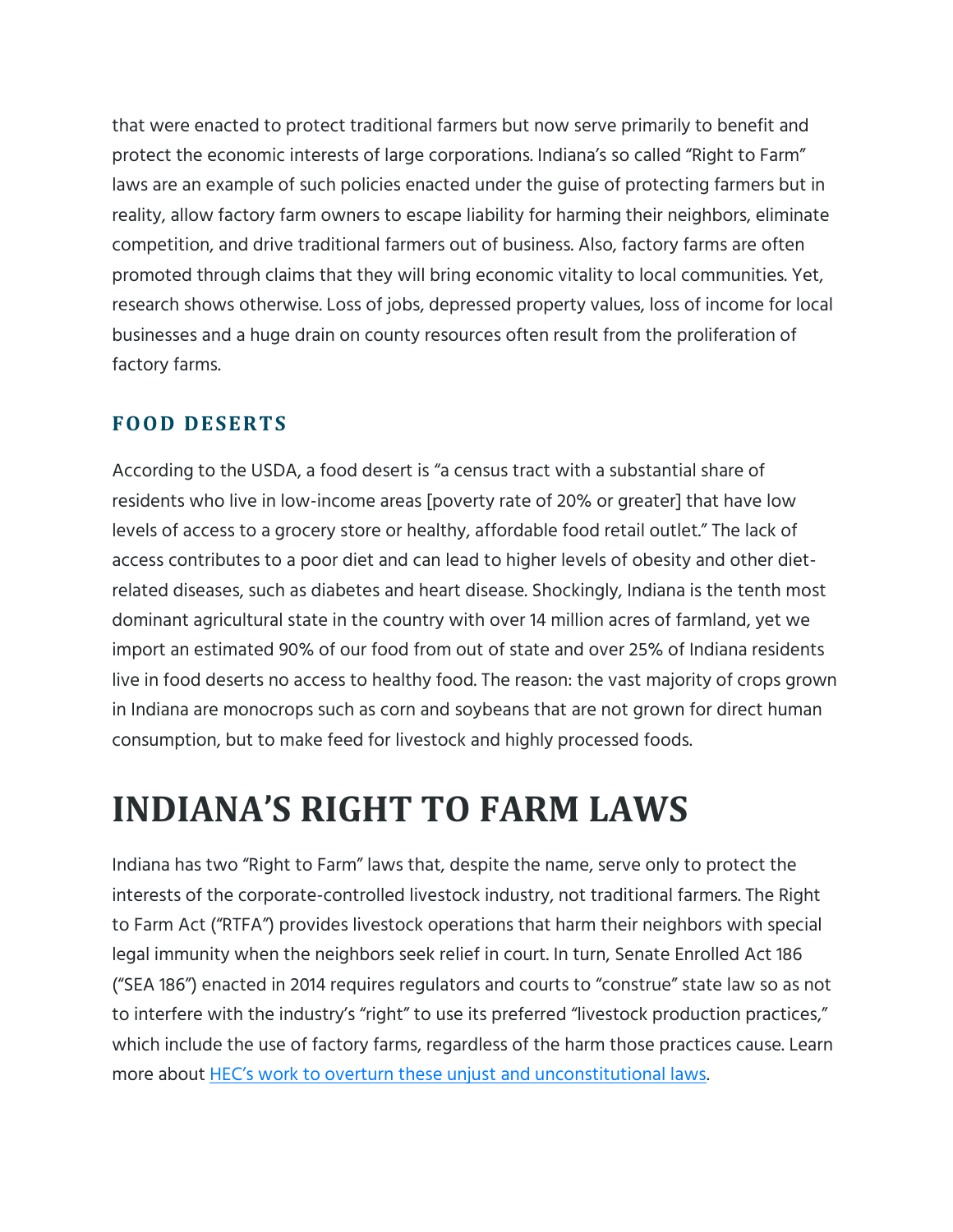that were enacted to protect traditional farmers but now serve primarily to benefit and protect the economic interests of large corporations. Indiana's so called "Right to Farm" laws are an example of such policies enacted under the guise of protecting farmers but in reality, allow factory farm owners to escape liability for harming their neighbors, eliminate competition, and drive traditional farmers out of business. Also, factory farms are often promoted through claims that they will bring economic vitality to local communities. Yet, research shows otherwise. Loss of jobs, depressed property values, loss of income for local businesses and a huge drain on county resources often result from the proliferation of factory farms.

### FOOD DESERTS

According to the USDA, a food desert is "a census tract with a substantial share of residents who live in low-income areas [poverty rate of 20% or greater] that have low levels of access to a grocery store or healthy, affordable food retail outlet." The lack of access contributes to a poor diet and can lead to higher levels of obesity and other diet-related diseases, such as diabetes and heart disease. Shockingly, Indiana is the tenth most dominant agricultural state in the country with over 14 million acres of farmland, yet we import an estimated 90% of our food from out of state and over 25% of Indiana residents live in food deserts no access to healthy food. The reason: the vast majority of crops grown in Indiana are monocrops such as corn and soybeans that are not grown for direct human consumption, but to make feed for livestock and highly processed foods.

# INDIANA'S RIGHT TO FARM LAWS

Indiana has two "Right to Farm" laws that, despite the name, serve only to protect the interests of the corporate-controlled livestock industry, not traditional farmers. The Right to Farm Act ("RTFA") provides livestock operations that harm their neighbors with special legal immunity when the neighbors seek relief in court. In turn, Senate Enrolled Act 186 ("SEA 186") enacted in 2014 requires regulators and courts to "construe" state law so as not to interfere with the industry's "right" to use its preferred "livestock production practices," which include the use of factory farms, regardless of the harm those practices cause. Learn more about HEC's work to overturn these unjust and unconstitutional laws.